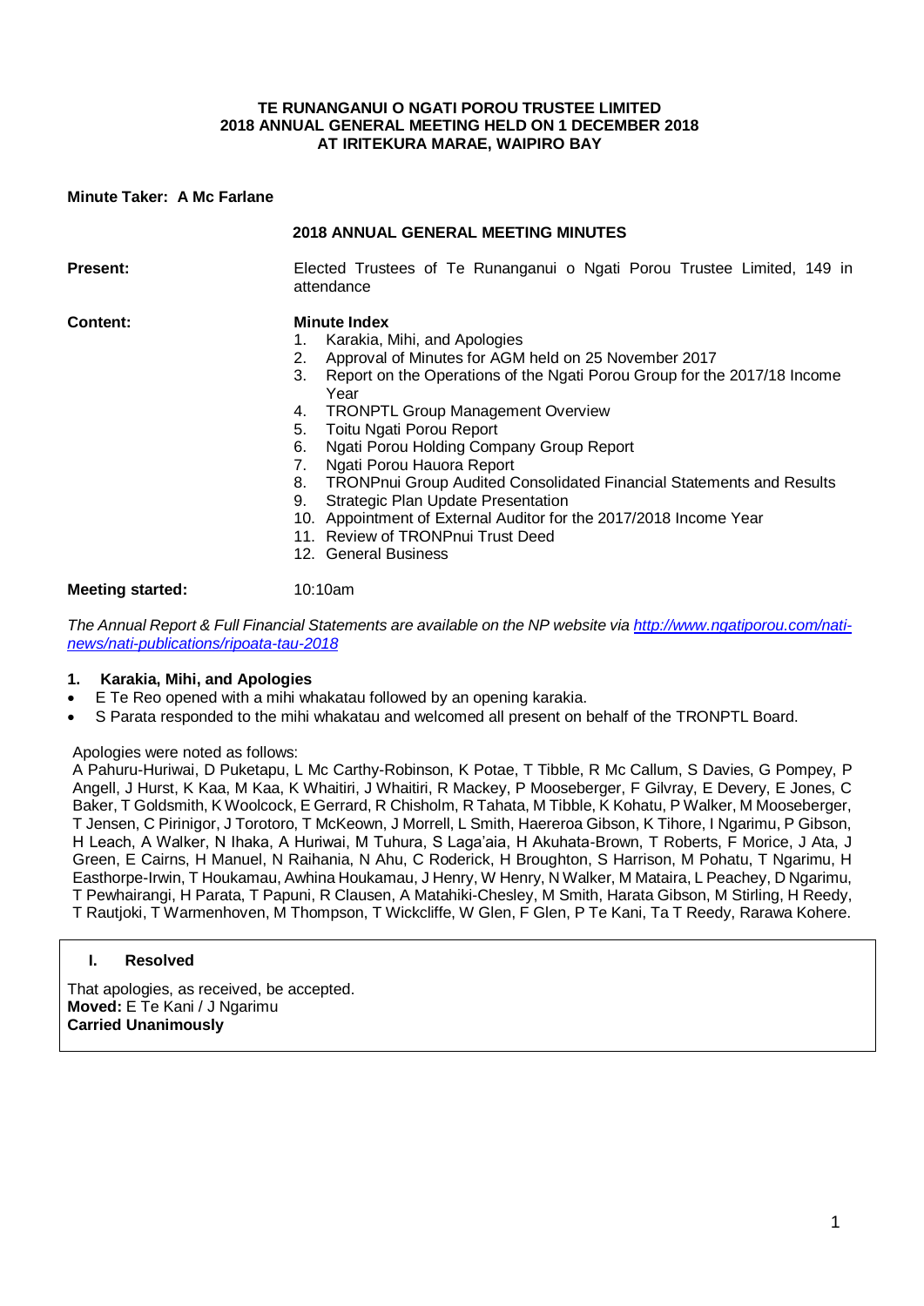**TE RUNANGANUI O NGATI POROU TRUSTEE LIMITED**
**2018 ANNUAL GENERAL MEETING HELD ON 1 DECEMBER 2018**
**AT IRITEKURA MARAE, WAIPIRO BAY**

**Minute Taker: A Mc Farlane**

## 2018 ANNUAL GENERAL MEETING MINUTES

**Present:** Elected Trustees of Te Runanganui o Ngati Porou Trustee Limited, 149 in attendance

**Content:**

**Minute Index**

1. Karakia, Mihi, and Apologies
2. Approval of Minutes for AGM held on 25 November 2017
3. Report on the Operations of the Ngati Porou Group for the 2017/18 Income Year
4. TRONPTL Group Management Overview
5. Toitu Ngati Porou Report
6. Ngati Porou Holding Company Group Report
7. Ngati Porou Hauora Report
8. TRONPnui Group Audited Consolidated Financial Statements and Results
9. Strategic Plan Update Presentation
10. Appointment of External Auditor for the 2017/2018 Income Year
11. Review of TRONPnui Trust Deed
12. General Business

**Meeting started:** 10:10am

*The Annual Report & Full Financial Statements are available on the NP website via http://www.ngatiporou.com/nati-news/nati-publications/ripoata-tau-2018*

### 1. Karakia, Mihi, and Apologies

- E Te Reo opened with a mihi whakatau followed by an opening karakia.
- S Parata responded to the mihi whakatau and welcomed all present on behalf of the TRONPTL Board.

Apologies were noted as follows:
A Pahuru-Huriwai, D Puketapu, L Mc Carthy-Robinson, K Potae, T Tibble, R Mc Callum, S Davies, G Pompey, P Angell, J Hurst, K Kaa, M Kaa, K Whaitiri, J Whaitiri, R Mackey, P Mooseberger, F Gilvray, E Devery, E Jones, C Baker, T Goldsmith, K Woolcock, E Gerrard, R Chisholm, R Tahata, M Tibble, K Kohatu, P Walker, M Mooseberger, T Jensen, C Pirinigor, J Torotoro, T McKeown, J Morrell, L Smith, Haereroa Gibson, K Tihore, I Ngarimu, P Gibson, H Leach, A Walker, N Ihaka, A Huriwai, M Tuhura, S Laga'aia, H Akuhata-Brown, T Roberts, F Morice, J Ata, J Green, E Cairns, H Manuel, N Raihania, N Ahu, C Roderick, H Broughton, S Harrison, M Pohatu, T Ngarimu, H Easthorpe-Irwin, T Houkamau, Awhina Houkamau, J Henry, W Henry, N Walker, M Mataira, L Peachey, D Ngarimu, T Pewhairangi, H Parata, T Papuni, R Clausen, A Matahiki-Chesley, M Smith, Harata Gibson, M Stirling, H Reedy, T Rautjoki, T Warmenhoven, M Thompson, T Wickcliffe, W Glen, F Glen, P Te Kani, Ta T Reedy, Rarawa Kohere.

**I. Resolved**

That apologies, as received, be accepted.
**Moved:** E Te Kani / J Ngarimu
**Carried Unanimously**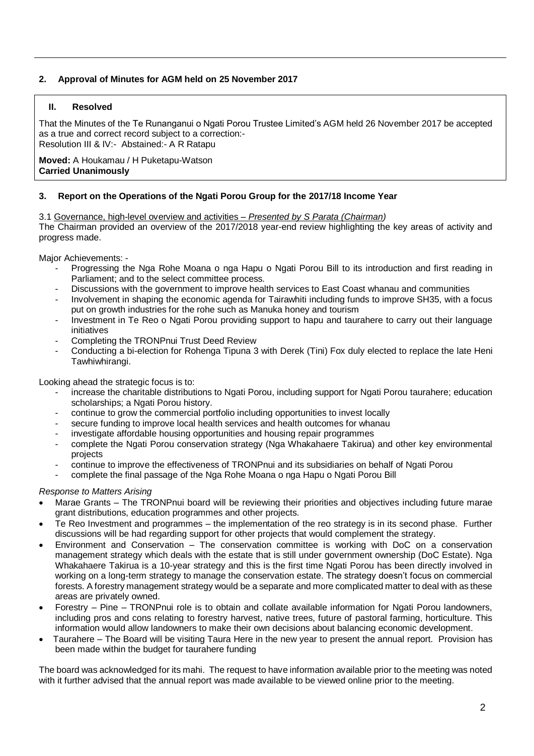## 2. Approval of Minutes for AGM held on 25 November 2017

**II. Resolved**

That the Minutes of the Te Runanganui o Ngati Porou Trustee Limited's AGM held 26 November 2017 be accepted as a true and correct record subject to a correction:-
Resolution III & IV:- Abstained:- A R Ratapu

**Moved:** A Houkamau / H Puketapu-Watson
**Carried Unanimously**

## 3. Report on the Operations of the Ngati Porou Group for the 2017/18 Income Year

3.1 Governance, high-level overview and activities – *Presented by S Parata (Chairman)*

The Chairman provided an overview of the 2017/2018 year-end review highlighting the key areas of activity and progress made.

Major Achievements: -

- Progressing the Nga Rohe Moana o nga Hapu o Ngati Porou Bill to its introduction and first reading in Parliament; and to the select committee process.
- Discussions with the government to improve health services to East Coast whanau and communities
- Involvement in shaping the economic agenda for Tairawhiti including funds to improve SH35, with a focus put on growth industries for the rohe such as Manuka honey and tourism
- Investment in Te Reo o Ngati Porou providing support to hapu and taurahere to carry out their language initiatives
- Completing the TRONPnui Trust Deed Review
- Conducting a bi-election for Rohenga Tipuna 3 with Derek (Tini) Fox duly elected to replace the late Heni Tawhiwhirangi.

Looking ahead the strategic focus is to:

- increase the charitable distributions to Ngati Porou, including support for Ngati Porou taurahere; education scholarships; a Ngati Porou history.
- continue to grow the commercial portfolio including opportunities to invest locally
- secure funding to improve local health services and health outcomes for whanau
- investigate affordable housing opportunities and housing repair programmes
- complete the Ngati Porou conservation strategy (Nga Whakahaere Takirua) and other key environmental projects
- continue to improve the effectiveness of TRONPnui and its subsidiaries on behalf of Ngati Porou
- complete the final passage of the Nga Rohe Moana o nga Hapu o Ngati Porou Bill

*Response to Matters Arising*

- Marae Grants – The TRONPnui board will be reviewing their priorities and objectives including future marae grant distributions, education programmes and other projects.
- Te Reo Investment and programmes – the implementation of the reo strategy is in its second phase. Further discussions will be had regarding support for other projects that would complement the strategy.
- Environment and Conservation – The conservation committee is working with DoC on a conservation management strategy which deals with the estate that is still under government ownership (DoC Estate). Nga Whakahaere Takirua is a 10-year strategy and this is the first time Ngati Porou has been directly involved in working on a long-term strategy to manage the conservation estate. The strategy doesn't focus on commercial forests. A forestry management strategy would be a separate and more complicated matter to deal with as these areas are privately owned.
- Forestry – Pine – TRONPnui role is to obtain and collate available information for Ngati Porou landowners, including pros and cons relating to forestry harvest, native trees, future of pastoral farming, horticulture. This information would allow landowners to make their own decisions about balancing economic development.
- Taurahere – The Board will be visiting Taura Here in the new year to present the annual report. Provision has been made within the budget for taurahere funding

The board was acknowledged for its mahi. The request to have information available prior to the meeting was noted with it further advised that the annual report was made available to be viewed online prior to the meeting.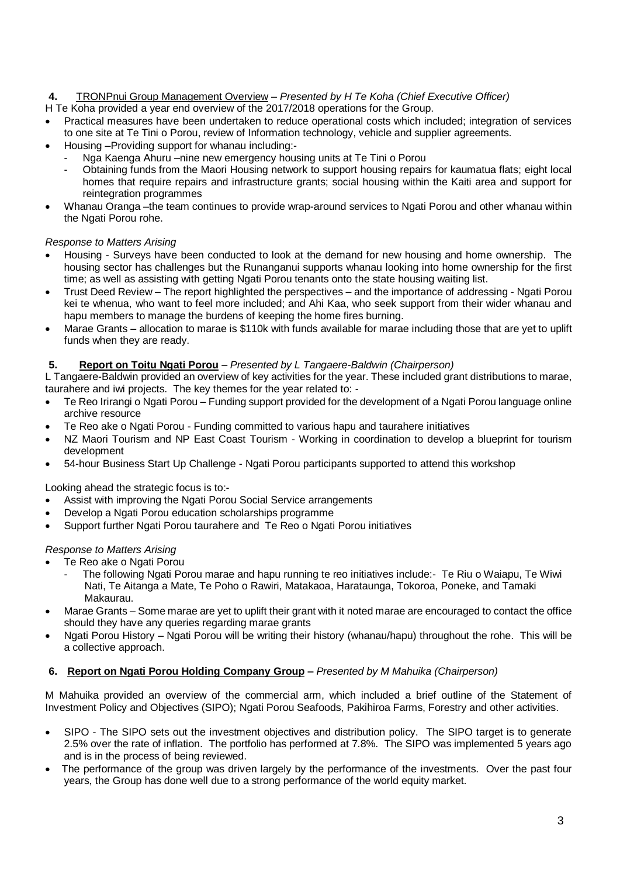**4.** <u>TRONPnui Group Management Overview</u> – *Presented by H Te Koha (Chief Executive Officer)*

H Te Koha provided a year end overview of the 2017/2018 operations for the Group.

- Practical measures have been undertaken to reduce operational costs which included; integration of services to one site at Te Tini o Porou, review of Information technology, vehicle and supplier agreements.
- Housing –Providing support for whanau including:-
  - Nga Kaenga Ahuru –nine new emergency housing units at Te Tini o Porou
  - Obtaining funds from the Maori Housing network to support housing repairs for kaumatua flats; eight local homes that require repairs and infrastructure grants; social housing within the Kaiti area and support for reintegration programmes
- Whanau Oranga –the team continues to provide wrap-around services to Ngati Porou and other whanau within the Ngati Porou rohe.

*Response to Matters Arising*

- Housing - Surveys have been conducted to look at the demand for new housing and home ownership. The housing sector has challenges but the Runanganui supports whanau looking into home ownership for the first time; as well as assisting with getting Ngati Porou tenants onto the state housing waiting list.
- Trust Deed Review – The report highlighted the perspectives – and the importance of addressing - Ngati Porou kei te whenua, who want to feel more included; and Ahi Kaa, who seek support from their wider whanau and hapu members to manage the burdens of keeping the home fires burning.
- Marae Grants – allocation to marae is $110k with funds available for marae including those that are yet to uplift funds when they are ready.

**5. <u>Report on Toitu Ngati Porou</u>** – *Presented by L Tangaere-Baldwin (Chairperson)*

L Tangaere-Baldwin provided an overview of key activities for the year. These included grant distributions to marae, taurahere and iwi projects. The key themes for the year related to: -

- Te Reo Irirangi o Ngati Porou – Funding support provided for the development of a Ngati Porou language online archive resource
- Te Reo ake o Ngati Porou - Funding committed to various hapu and taurahere initiatives
- NZ Maori Tourism and NP East Coast Tourism - Working in coordination to develop a blueprint for tourism development
- 54-hour Business Start Up Challenge - Ngati Porou participants supported to attend this workshop

Looking ahead the strategic focus is to:-

- Assist with improving the Ngati Porou Social Service arrangements
- Develop a Ngati Porou education scholarships programme
- Support further Ngati Porou taurahere and Te Reo o Ngati Porou initiatives

*Response to Matters Arising*

- Te Reo ake o Ngati Porou
  - The following Ngati Porou marae and hapu running te reo initiatives include:- Te Riu o Waiapu, Te Wiwi Nati, Te Aitanga a Mate, Te Poho o Rawiri, Matakaoa, Harataunga, Tokoroa, Poneke, and Tamaki Makaurau.
- Marae Grants – Some marae are yet to uplift their grant with it noted marae are encouraged to contact the office should they have any queries regarding marae grants
- Ngati Porou History – Ngati Porou will be writing their history (whanau/hapu) throughout the rohe. This will be a collective approach.

**6. <u>Report on Ngati Porou Holding Company Group</u> –** *Presented by M Mahuika (Chairperson)*

M Mahuika provided an overview of the commercial arm, which included a brief outline of the Statement of Investment Policy and Objectives (SIPO); Ngati Porou Seafoods, Pakihiroa Farms, Forestry and other activities.

- SIPO - The SIPO sets out the investment objectives and distribution policy. The SIPO target is to generate 2.5% over the rate of inflation. The portfolio has performed at 7.8%. The SIPO was implemented 5 years ago and is in the process of being reviewed.
- The performance of the group was driven largely by the performance of the investments. Over the past four years, the Group has done well due to a strong performance of the world equity market.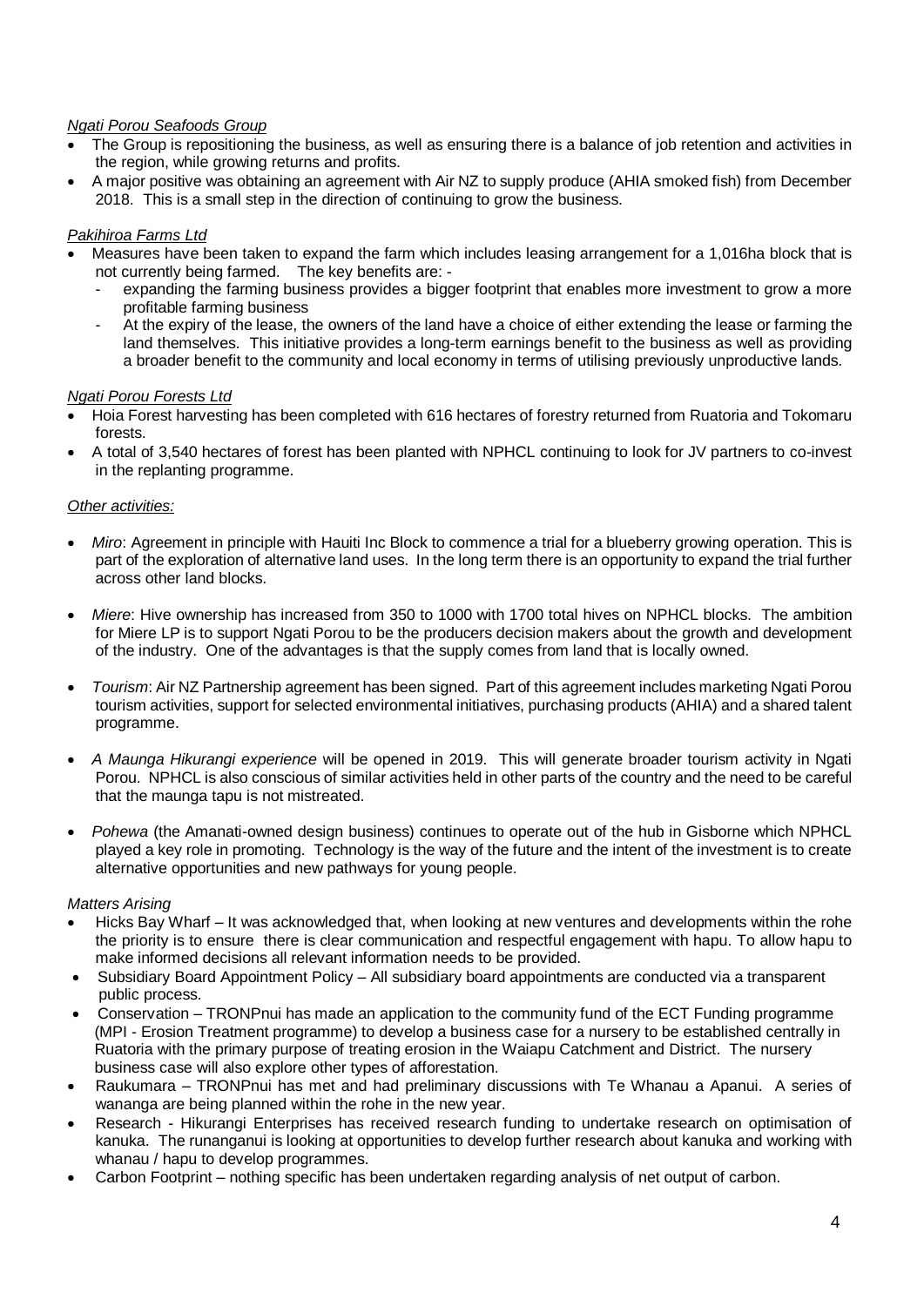*Ngati Porou Seafoods Group*

- The Group is repositioning the business, as well as ensuring there is a balance of job retention and activities in the region, while growing returns and profits.
- A major positive was obtaining an agreement with Air NZ to supply produce (AHIA smoked fish) from December 2018. This is a small step in the direction of continuing to grow the business.

*Pakihiroa Farms Ltd*

- Measures have been taken to expand the farm which includes leasing arrangement for a 1,016ha block that is not currently being farmed. The key benefits are: -
  - expanding the farming business provides a bigger footprint that enables more investment to grow a more profitable farming business
  - At the expiry of the lease, the owners of the land have a choice of either extending the lease or farming the land themselves. This initiative provides a long-term earnings benefit to the business as well as providing a broader benefit to the community and local economy in terms of utilising previously unproductive lands.

*Ngati Porou Forests Ltd*

- Hoia Forest harvesting has been completed with 616 hectares of forestry returned from Ruatoria and Tokomaru forests.
- A total of 3,540 hectares of forest has been planted with NPHCL continuing to look for JV partners to co-invest in the replanting programme.

*Other activities:*

- *Miro*: Agreement in principle with Hauiti Inc Block to commence a trial for a blueberry growing operation. This is part of the exploration of alternative land uses. In the long term there is an opportunity to expand the trial further across other land blocks.

- *Miere*: Hive ownership has increased from 350 to 1000 with 1700 total hives on NPHCL blocks. The ambition for Miere LP is to support Ngati Porou to be the producers decision makers about the growth and development of the industry. One of the advantages is that the supply comes from land that is locally owned.

- *Tourism*: Air NZ Partnership agreement has been signed. Part of this agreement includes marketing Ngati Porou tourism activities, support for selected environmental initiatives, purchasing products (AHIA) and a shared talent programme.

- *A Maunga Hikurangi experience* will be opened in 2019. This will generate broader tourism activity in Ngati Porou. NPHCL is also conscious of similar activities held in other parts of the country and the need to be careful that the maunga tapu is not mistreated.

- *Pohewa* (the Amanati-owned design business) continues to operate out of the hub in Gisborne which NPHCL played a key role in promoting. Technology is the way of the future and the intent of the investment is to create alternative opportunities and new pathways for young people.

*Matters Arising*

- Hicks Bay Wharf – It was acknowledged that, when looking at new ventures and developments within the rohe the priority is to ensure there is clear communication and respectful engagement with hapu. To allow hapu to make informed decisions all relevant information needs to be provided.
- Subsidiary Board Appointment Policy – All subsidiary board appointments are conducted via a transparent public process.
- Conservation – TRONPnui has made an application to the community fund of the ECT Funding programme (MPI - Erosion Treatment programme) to develop a business case for a nursery to be established centrally in Ruatoria with the primary purpose of treating erosion in the Waiapu Catchment and District. The nursery business case will also explore other types of afforestation.
- Raukumara – TRONPnui has met and had preliminary discussions with Te Whanau a Apanui. A series of wananga are being planned within the rohe in the new year.
- Research - Hikurangi Enterprises has received research funding to undertake research on optimisation of kanuka. The runanganui is looking at opportunities to develop further research about kanuka and working with whanau / hapu to develop programmes.
- Carbon Footprint – nothing specific has been undertaken regarding analysis of net output of carbon.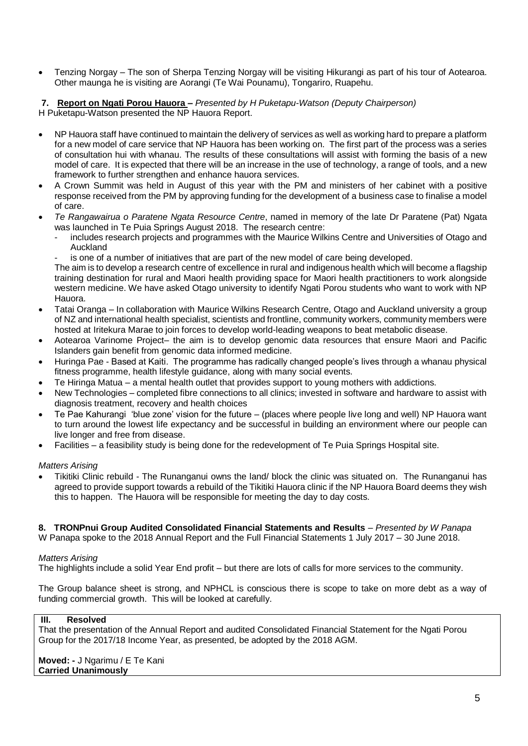- Tenzing Norgay – The son of Sherpa Tenzing Norgay will be visiting Hikurangi as part of his tour of Aotearoa. Other maunga he is visiting are Aorangi (Te Wai Pounamu), Tongariro, Ruapehu.

**7. Report on Ngati Porou Hauora –** *Presented by H Puketapu-Watson (Deputy Chairperson)*
H Puketapu-Watson presented the NP Hauora Report.

- NP Hauora staff have continued to maintain the delivery of services as well as working hard to prepare a platform for a new model of care service that NP Hauora has been working on. The first part of the process was a series of consultation hui with whanau. The results of these consultations will assist with forming the basis of a new model of care. It is expected that there will be an increase in the use of technology, a range of tools, and a new framework to further strengthen and enhance hauora services.
- A Crown Summit was held in August of this year with the PM and ministers of her cabinet with a positive response received from the PM by approving funding for the development of a business case to finalise a model of care.
- *Te Rangawairua o Paratene Ngata Resource Centre*, named in memory of the late Dr Paratene (Pat) Ngata was launched in Te Puia Springs August 2018. The research centre:
  - includes research projects and programmes with the Maurice Wilkins Centre and Universities of Otago and Auckland
  - is one of a number of initiatives that are part of the new model of care being developed.

  The aim is to develop a research centre of excellence in rural and indigenous health which will become a flagship training destination for rural and Maori health providing space for Maori health practitioners to work alongside western medicine. We have asked Otago university to identify Ngati Porou students who want to work with NP Hauora.
- Tatai Oranga – In collaboration with Maurice Wilkins Research Centre, Otago and Auckland university a group of NZ and international health specialist, scientists and frontline, community workers, community members were hosted at Iritekura Marae to join forces to develop world-leading weapons to beat metabolic disease.
- Aotearoa Varinome Project– the aim is to develop genomic data resources that ensure Maori and Pacific Islanders gain benefit from genomic data informed medicine.
- Huringa Pae - Based at Kaiti. The programme has radically changed people's lives through a whanau physical fitness programme, health lifestyle guidance, along with many social events.
- Te Hiringa Matua – a mental health outlet that provides support to young mothers with addictions.
- New Technologies – completed fibre connections to all clinics; invested in software and hardware to assist with diagnosis treatment, recovery and health choices
- Te Pae Kahurangi 'blue zone' vision for the future – (places where people live long and well) NP Hauora want to turn around the lowest life expectancy and be successful in building an environment where our people can live longer and free from disease.
- Facilities – a feasibility study is being done for the redevelopment of Te Puia Springs Hospital site.

*Matters Arising*

- Tikitiki Clinic rebuild - The Runanganui owns the land/ block the clinic was situated on. The Runanganui has agreed to provide support towards a rebuild of the Tikitiki Hauora clinic if the NP Hauora Board deems they wish this to happen. The Hauora will be responsible for meeting the day to day costs.

**8. TRONPnui Group Audited Consolidated Financial Statements and Results** – *Presented by W Panapa*
W Panapa spoke to the 2018 Annual Report and the Full Financial Statements 1 July 2017 – 30 June 2018.

*Matters Arising*

The highlights include a solid Year End profit – but there are lots of calls for more services to the community.

The Group balance sheet is strong, and NPHCL is conscious there is scope to take on more debt as a way of funding commercial growth. This will be looked at carefully.

**III. Resolved**

That the presentation of the Annual Report and audited Consolidated Financial Statement for the Ngati Porou Group for the 2017/18 Income Year, as presented, be adopted by the 2018 AGM.

**Moved: -** J Ngarimu / E Te Kani
**Carried Unanimously**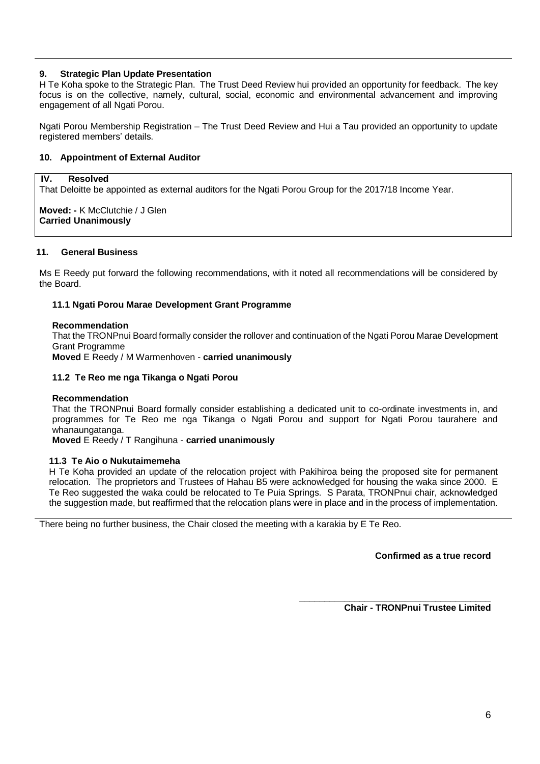### 9. Strategic Plan Update Presentation

H Te Koha spoke to the Strategic Plan. The Trust Deed Review hui provided an opportunity for feedback. The key focus is on the collective, namely, cultural, social, economic and environmental advancement and improving engagement of all Ngati Porou.

Ngati Porou Membership Registration – The Trust Deed Review and Hui a Tau provided an opportunity to update registered members' details.

### 10. Appointment of External Auditor

**IV. Resolved**

That Deloitte be appointed as external auditors for the Ngati Porou Group for the 2017/18 Income Year.

**Moved: -** K McClutchie / J Glen
**Carried Unanimously**

### 11. General Business

Ms E Reedy put forward the following recommendations, with it noted all recommendations will be considered by the Board.

#### 11.1 Ngati Porou Marae Development Grant Programme

**Recommendation**

That the TRONPnui Board formally consider the rollover and continuation of the Ngati Porou Marae Development Grant Programme

**Moved** E Reedy / M Warmenhoven - **carried unanimously**

#### 11.2 Te Reo me nga Tikanga o Ngati Porou

**Recommendation**

That the TRONPnui Board formally consider establishing a dedicated unit to co-ordinate investments in, and programmes for Te Reo me nga Tikanga o Ngati Porou and support for Ngati Porou taurahere and whanaungatanga.

**Moved** E Reedy / T Rangihuna - **carried unanimously**

#### 11.3 Te Aio o Nukutaimemeha

H Te Koha provided an update of the relocation project with Pakihiroa being the proposed site for permanent relocation. The proprietors and Trustees of Hahau B5 were acknowledged for housing the waka since 2000. E Te Reo suggested the waka could be relocated to Te Puia Springs. S Parata, TRONPnui chair, acknowledged the suggestion made, but reaffirmed that the relocation plans were in place and in the process of implementation.

There being no further business, the Chair closed the meeting with a karakia by E Te Reo.

**Confirmed as a true record**

\_\_\_\_\_\_\_\_\_\_\_\_\_\_\_\_\_\_\_\_\_\_\_\_\_\_\_\_\_\_\_\_\_\_\_\_

**Chair - TRONPnui Trustee Limited**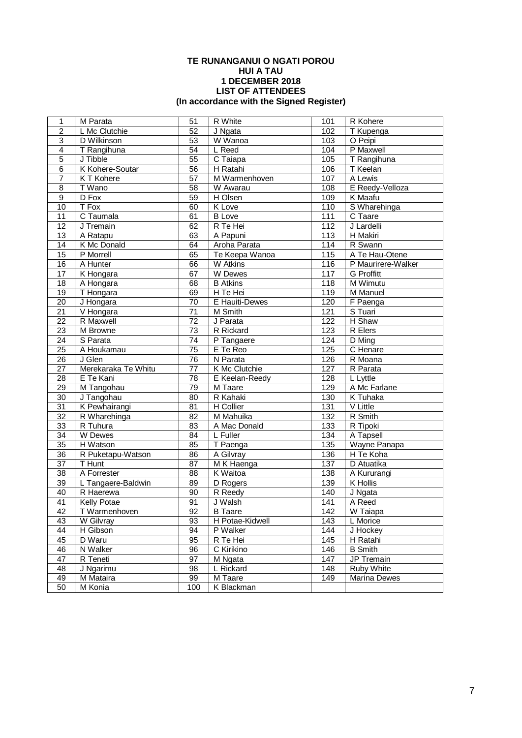**TE RUNANGANUI O NGATI POROU**
**HUI A TAU**
**1 DECEMBER 2018**
**LIST OF ATTENDEES**
**(In accordance with the Signed Register)**

| | | | | | |
|---|---|---|---|---|---|
| 1 | M Parata | 51 | R White | 101 | R Kohere |
| 2 | L Mc Clutchie | 52 | J Ngata | 102 | T Kupenga |
| 3 | D Wilkinson | 53 | W Wanoa | 103 | O Peipi |
| 4 | T Rangihuna | 54 | L Reed | 104 | P Maxwell |
| 5 | J Tibble | 55 | C Taiapa | 105 | T Rangihuna |
| 6 | K Kohere-Soutar | 56 | H Ratahi | 106 | T Keelan |
| 7 | K T Kohere | 57 | M Warmenhoven | 107 | A Lewis |
| 8 | T Wano | 58 | W Awarau | 108 | E Reedy-Velloza |
| 9 | D Fox | 59 | H Olsen | 109 | K Maafu |
| 10 | T Fox | 60 | K Love | 110 | S Wharehinga |
| 11 | C Taumala | 61 | B Love | 111 | C Taare |
| 12 | J Tremain | 62 | R Te Hei | 112 | J Lardelli |
| 13 | A Ratapu | 63 | A Papuni | 113 | H Makiri |
| 14 | K Mc Donald | 64 | Aroha Parata | 114 | R Swann |
| 15 | P Morrell | 65 | Te Keepa Wanoa | 115 | A Te Hau-Otene |
| 16 | A Hunter | 66 | W Atkins | 116 | P Maurirere-Walker |
| 17 | K Hongara | 67 | W Dewes | 117 | G Proffitt |
| 18 | A Hongara | 68 | B Atkins | 118 | M Wimutu |
| 19 | T Hongara | 69 | H Te Hei | 119 | M Manuel |
| 20 | J Hongara | 70 | E Hauiti-Dewes | 120 | F Paenga |
| 21 | V Hongara | 71 | M Smith | 121 | S Tuari |
| 22 | R Maxwell | 72 | J Parata | 122 | H Shaw |
| 23 | M Browne | 73 | R Rickard | 123 | R Elers |
| 24 | S Parata | 74 | P Tangaere | 124 | D Ming |
| 25 | A Houkamau | 75 | E Te Reo | 125 | C Henare |
| 26 | J Glen | 76 | N Parata | 126 | R Moana |
| 27 | Merekaraka Te Whitu | 77 | K Mc Clutchie | 127 | R Parata |
| 28 | E Te Kani | 78 | E Keelan-Reedy | 128 | L Lyttle |
| 29 | M Tangohau | 79 | M Taare | 129 | A Mc Farlane |
| 30 | J Tangohau | 80 | R Kahaki | 130 | K Tuhaka |
| 31 | K Pewhairangi | 81 | H Collier | 131 | V Little |
| 32 | R Wharehinga | 82 | M Mahuika | 132 | R Smith |
| 33 | R Tuhura | 83 | A Mac Donald | 133 | R Tipoki |
| 34 | W Dewes | 84 | L Fuller | 134 | A Tapsell |
| 35 | H Watson | 85 | T Paenga | 135 | Wayne Panapa |
| 36 | R Puketapu-Watson | 86 | A Gilvray | 136 | H Te Koha |
| 37 | T Hunt | 87 | M K Haenga | 137 | D Atuatika |
| 38 | A Forrester | 88 | K Waitoa | 138 | A Kururangi |
| 39 | L Tangaere-Baldwin | 89 | D Rogers | 139 | K Hollis |
| 40 | R Haerewa | 90 | R Reedy | 140 | J Ngata |
| 41 | Kelly Potae | 91 | J Walsh | 141 | A Reed |
| 42 | T Warmenhoven | 92 | B Taare | 142 | W Taiapa |
| 43 | W Gilvray | 93 | H Potae-Kidwell | 143 | L Morice |
| 44 | H Gibson | 94 | P Walker | 144 | J Hockey |
| 45 | D Waru | 95 | R Te Hei | 145 | H Ratahi |
| 46 | N Walker | 96 | C Kirikino | 146 | B Smith |
| 47 | R Teneti | 97 | M Ngata | 147 | JP Tremain |
| 48 | J Ngarimu | 98 | L Rickard | 148 | Ruby White |
| 49 | M Mataira | 99 | M Taare | 149 | Marina Dewes |
| 50 | M Konia | 100 | K Blackman | | |